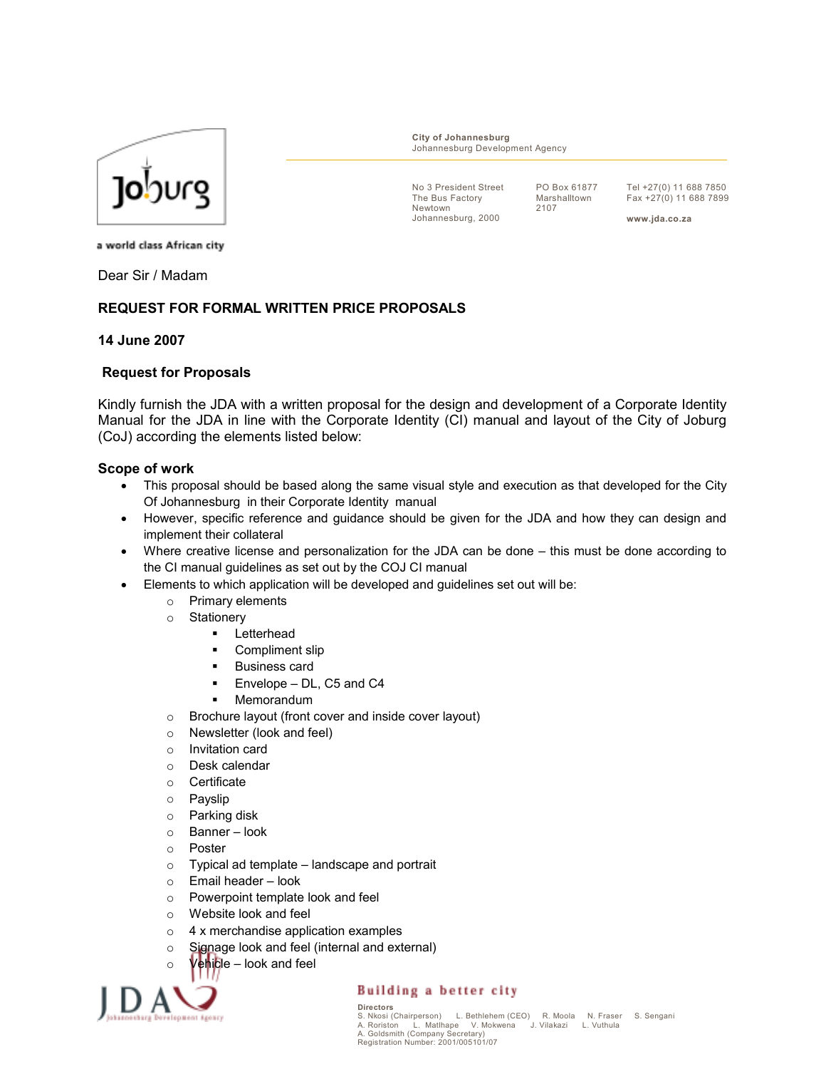City of Johannesburg
Johannesburg Development Agency

No 3 President Street
The Bus Factory
Newtown
Johannesburg, 2000

PO Box 61877
Marshalltown
2107

Tel +27(0) 11 688 7850
Fax +27(0) 11 688 7899

www.jda.co.za

a world class African city

Dear Sir / Madam

**REQUEST FOR FORMAL WRITTEN PRICE PROPOSALS**

**14 June 2007**

**Request for Proposals**

Kindly furnish the JDA with a written proposal for the design and development of a Corporate Identity Manual for the JDA in line with the Corporate Identity (CI) manual and layout of the City of Joburg (CoJ) according the elements listed below:

**Scope of work**

- This proposal should be based along the same visual style and execution as that developed for the City Of Johannesburg in their Corporate Identity manual
- However, specific reference and guidance should be given for the JDA and how they can design and implement their collateral
- Where creative license and personalization for the JDA can be done – this must be done according to the CI manual guidelines as set out by the COJ CI manual
- Elements to which application will be developed and guidelines set out will be:
  - Primary elements
  - Stationery
    - Letterhead
    - Compliment slip
    - Business card
    - Envelope – DL, C5 and C4
    - Memorandum
  - Brochure layout (front cover and inside cover layout)
  - Newsletter (look and feel)
  - Invitation card
  - Desk calendar
  - Certificate
  - Payslip
  - Parking disk
  - Banner – look
  - Poster
  - Typical ad template – landscape and portrait
  - Email header – look
  - Powerpoint template look and feel
  - Website look and feel
  - 4 x merchandise application examples
  - Signage look and feel (internal and external)
  - Vehicle – look and feel

Building a better city

Directors
S. Nkosi (Chairperson) L. Bethlehem (CEO) R. Moola N. Fraser S. Sengani
A. Roriston L. Matlhape V. Mokwena J. Vilakazi L. Vuthula
A. Goldsmith (Company Secretary)
Registration Number: 2001/005101/07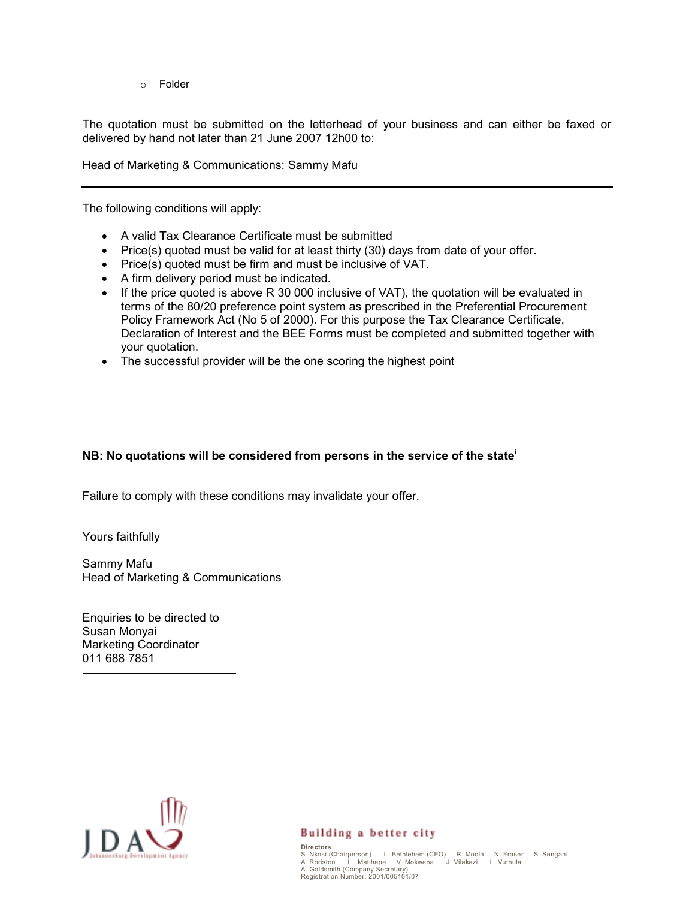- Folder

The quotation must be submitted on the letterhead of your business and can either be faxed or delivered by hand not later than 21 June 2007 12h00 to:

Head of Marketing & Communications: Sammy Mafu

---

The following conditions will apply:

- A valid Tax Clearance Certificate must be submitted
- Price(s) quoted must be valid for at least thirty (30) days from date of your offer.
- Price(s) quoted must be firm and must be inclusive of VAT.
- A firm delivery period must be indicated.
- If the price quoted is above R 30 000 inclusive of VAT), the quotation will be evaluated in terms of the 80/20 preference point system as prescribed in the Preferential Procurement Policy Framework Act (No 5 of 2000). For this purpose the Tax Clearance Certificate, Declaration of Interest and the BEE Forms must be completed and submitted together with your quotation.
- The successful provider will be the one scoring the highest point

**NB: No quotations will be considered from persons in the service of the state[i]**

Failure to comply with these conditions may invalidate your offer.

Yours faithfully

Sammy Mafu
Head of Marketing & Communications

Enquiries to be directed to
Susan Monyai
Marketing Coordinator
011 688 7851

---

Building a better city

Directors
S. Nkosi (Chairperson) L. Bethlehem (CEO) R. Moola N. Fraser S. Sengani
A. Roriston L. Matlhape V. Mokwena J. Vilakazi L. Vuthula
A. Goldsmith (Company Secretary)
Registration Number: 2001/005101/07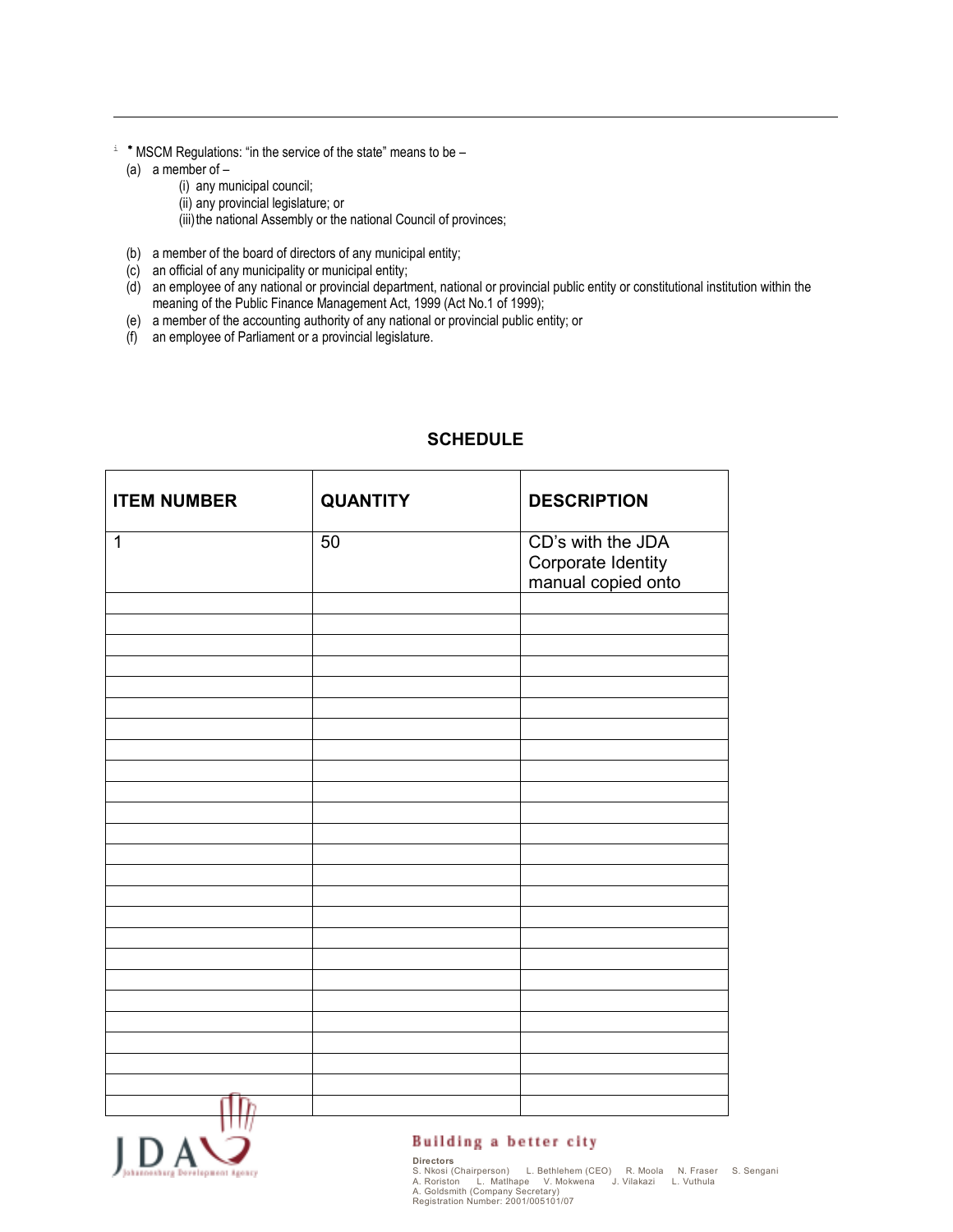[i] * MSCM Regulations: "in the service of the state" means to be –

(a) a member of –
  - (i) any municipal council;
  - (ii) any provincial legislature; or
  - (iii) the national Assembly or the national Council of provinces;

(b) a member of the board of directors of any municipal entity;
(c) an official of any municipality or municipal entity;
(d) an employee of any national or provincial department, national or provincial public entity or constitutional institution within the meaning of the Public Finance Management Act, 1999 (Act No.1 of 1999);
(e) a member of the accounting authority of any national or provincial public entity; or
(f) an employee of Parliament or a provincial legislature.

## SCHEDULE

| ITEM NUMBER | QUANTITY | DESCRIPTION |
|---|---|---|
| 1 | 50 | CD's with the JDA Corporate Identity manual copied onto |
| | | |
| | | |
| | | |
| | | |
| | | |
| | | |
| | | |
| | | |
| | | |
| | | |
| | | |
| | | |
| | | |
| | | |
| | | |
| | | |
| | | |
| | | |
| | | |
| | | |
| | | |
| | | |
| | | |
| | | |

Building a better city

Directors
S. Nkosi (Chairperson) L. Bethlehem (CEO) R. Moola N. Fraser S. Sengani
A. Roriston L. Matlhape V. Mokwena J. Vilakazi L. Vuthula
A. Goldsmith (Company Secretary)
Registration Number: 2001/005101/07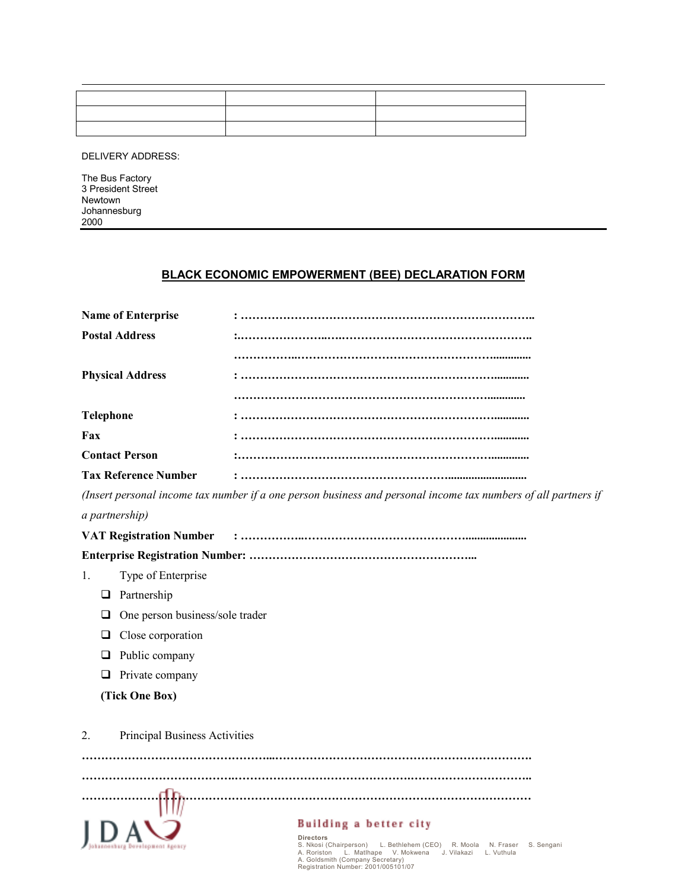| | | |
|---|---|---|
| | | |
| | | |

DELIVERY ADDRESS:

The Bus Factory
3 President Street
Newtown
Johannesburg
2000

## BLACK ECONOMIC EMPOWERMENT (BEE) DECLARATION FORM

**Name of Enterprise** : …………………………………………………………………..

**Postal Address** :……………………..…..…………………………………………..

……………..…………………………………………………..............

**Physical Address** : ………………………………………………………………...........

………………………………………………………………..............

**Telephone** : ………………………………………………………………...........

**Fax** : ………………………………………………………………...........

**Contact Person** :………………………………………………………………............

**Tax Reference Number** : ……………………………………………….........................

*(Insert personal income tax number if a one person business and personal income tax numbers of all partners if a partnership)*

**VAT Registration Number** : ……………..………………………………………....................

**Enterprise Registration Number:** …………………………………………………...

1. Type of Enterprise

- ❑ Partnership
- ❑ One person business/sole trader
- ❑ Close corporation
- ❑ Public company
- ❑ Private company

**(Tick One Box)**

2. Principal Business Activities

…………………………………………...………………………………………………………..

…………………………………….……………………………………….……………………..

……………………………………………………………………………………………………

Building a better city

Directors
S. Nkosi (Chairperson) L. Bethlehem (CEO) R. Moola N. Fraser S. Sengani
A. Roriston L. Matlhape V. Mokwena J. Vilakazi L. Vuthula
A. Goldsmith (Company Secretary)
Registration Number: 2001/005101/07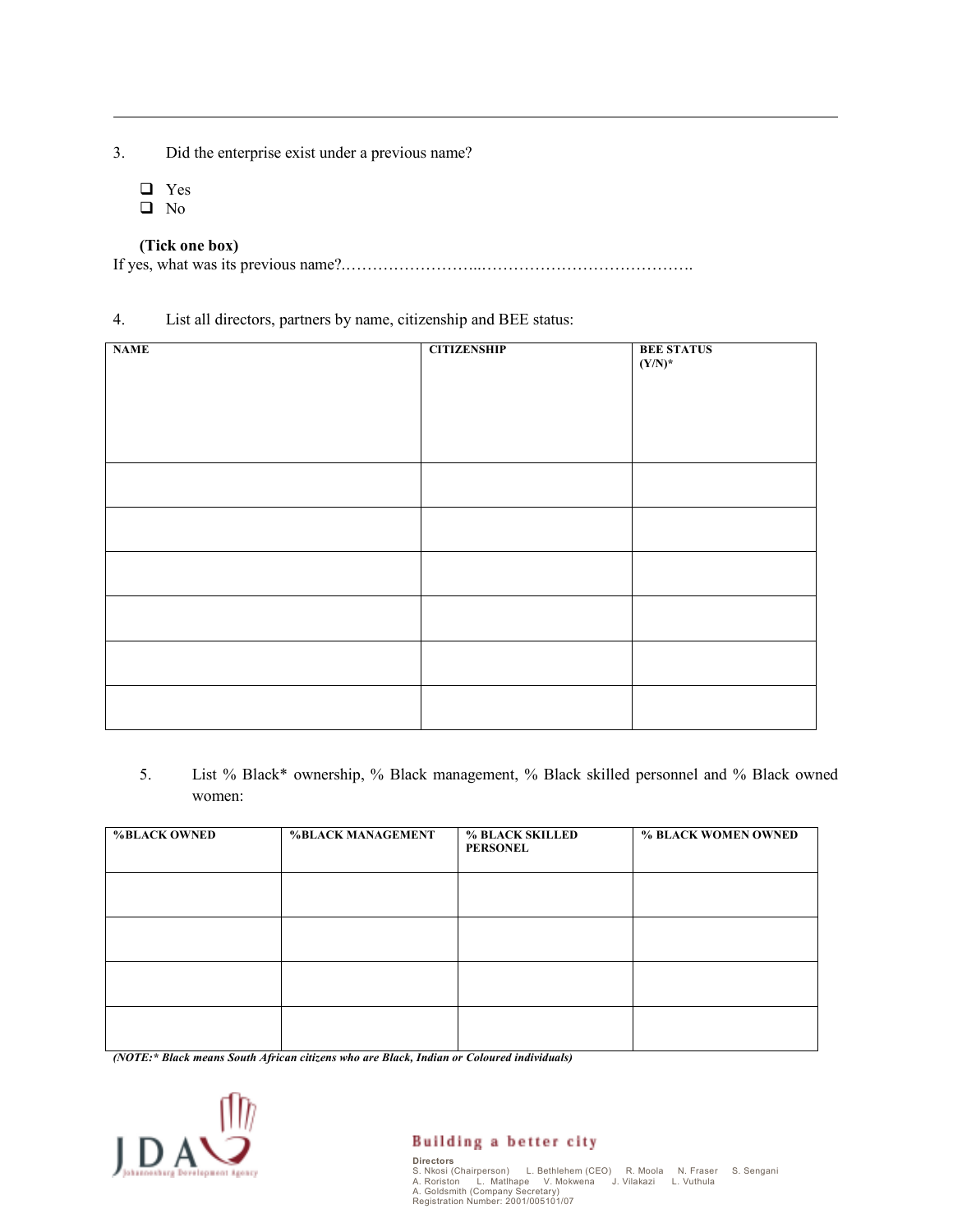3. Did the enterprise exist under a previous name?

- ❑ Yes
- ❑ No

**(Tick one box)**

If yes, what was its previous name?.……………………...………………………………….

4. List all directors, partners by name, citizenship and BEE status:

| NAME | CITIZENSHIP | BEE STATUS (Y/N)* |
|---|---|---|
| | | |
| | | |
| | | |
| | | |
| | | |
| | | |

5. List % Black* ownership, % Black management, % Black skilled personnel and % Black owned women:

| %BLACK OWNED | %BLACK MANAGEMENT | % BLACK SKILLED PERSONEL | % BLACK WOMEN OWNED |
|---|---|---|---|
| | | | |
| | | | |
| | | | |
| | | | |

***(NOTE:\* Black means South African citizens who are Black, Indian or Coloured individuals)***

JDA Johannesburg Development Agency

Building a better city

Directors
S. Nkosi (Chairperson) L. Bethlehem (CEO) R. Moola N. Fraser S. Sengani
A. Roriston L. Matlhape V. Mokwena J. Vilakazi L. Vuthula
A. Goldsmith (Company Secretary)
Registration Number: 2001/005101/07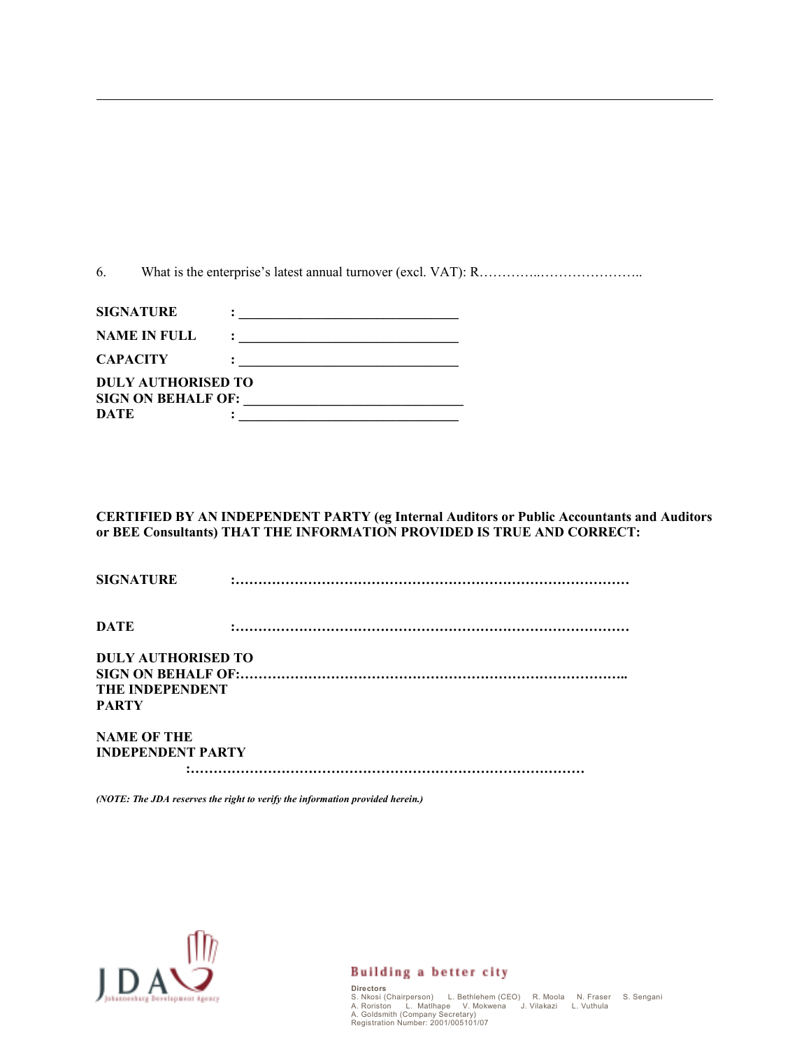6. What is the enterprise's latest annual turnover (excl. VAT): R…………..…………………..

**SIGNATURE** : ________________________________

**NAME IN FULL** : ________________________________

**CAPACITY** : ________________________________

**DULY AUTHORISED TO SIGN ON BEHALF OF:** ________________________________

**DATE** : ________________________________

**CERTIFIED BY AN INDEPENDENT PARTY (eg Internal Auditors or Public Accountants and Auditors or BEE Consultants) THAT THE INFORMATION PROVIDED IS TRUE AND CORRECT:**

**SIGNATURE** :……………………………………………………………………………

**DATE** :……………………………………………………………………………

**DULY AUTHORISED TO SIGN ON BEHALF OF:**…………………………………………………………………………..

**THE INDEPENDENT PARTY**

**NAME OF THE INDEPENDENT PARTY**

**:**……………………………………………………………………………

***(NOTE: The JDA reserves the right to verify the information provided herein.)***

Building a better city

Directors
S. Nkosi (Chairperson) L. Bethlehem (CEO) R. Moola N. Fraser S. Sengani
A. Roriston L. Matlhape V. Mokwena J. Vilakazi L. Vuthula
A. Goldsmith (Company Secretary)
Registration Number: 2001/005101/07